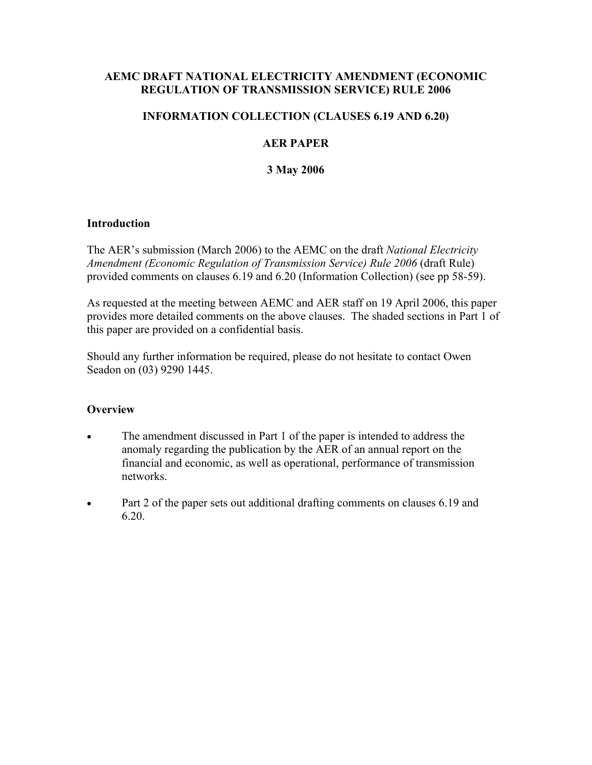**AEMC DRAFT NATIONAL ELECTRICITY AMENDMENT (ECONOMIC REGULATION OF TRANSMISSION SERVICE) RULE 2006**

**INFORMATION COLLECTION (CLAUSES 6.19 AND 6.20)**

**AER PAPER**

**3 May 2006**

## Introduction

The AER's submission (March 2006) to the AEMC on the draft *National Electricity Amendment (Economic Regulation of Transmission Service) Rule 2006* (draft Rule) provided comments on clauses 6.19 and 6.20 (Information Collection) (see pp 58-59).

As requested at the meeting between AEMC and AER staff on 19 April 2006, this paper provides more detailed comments on the above clauses. The shaded sections in Part 1 of this paper are provided on a confidential basis.

Should any further information be required, please do not hesitate to contact Owen Seadon on (03) 9290 1445.

## Overview

- The amendment discussed in Part 1 of the paper is intended to address the anomaly regarding the publication by the AER of an annual report on the financial and economic, as well as operational, performance of transmission networks.
- Part 2 of the paper sets out additional drafting comments on clauses 6.19 and 6.20.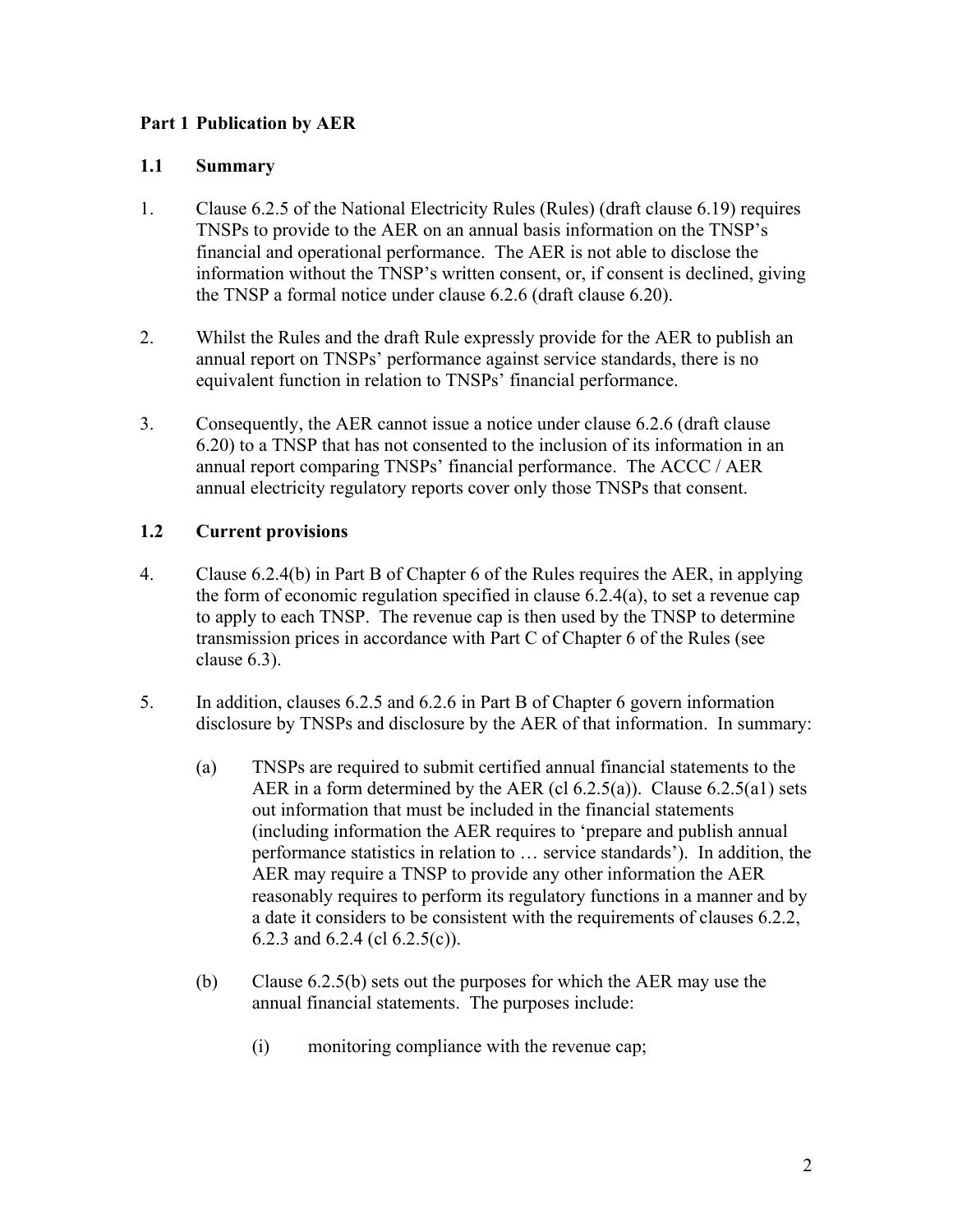## Part 1 Publication by AER

### 1.1 Summary

1. Clause 6.2.5 of the National Electricity Rules (Rules) (draft clause 6.19) requires TNSPs to provide to the AER on an annual basis information on the TNSP's financial and operational performance. The AER is not able to disclose the information without the TNSP's written consent, or, if consent is declined, giving the TNSP a formal notice under clause 6.2.6 (draft clause 6.20).

2. Whilst the Rules and the draft Rule expressly provide for the AER to publish an annual report on TNSPs' performance against service standards, there is no equivalent function in relation to TNSPs' financial performance.

3. Consequently, the AER cannot issue a notice under clause 6.2.6 (draft clause 6.20) to a TNSP that has not consented to the inclusion of its information in an annual report comparing TNSPs' financial performance. The ACCC / AER annual electricity regulatory reports cover only those TNSPs that consent.

### 1.2 Current provisions

4. Clause 6.2.4(b) in Part B of Chapter 6 of the Rules requires the AER, in applying the form of economic regulation specified in clause 6.2.4(a), to set a revenue cap to apply to each TNSP. The revenue cap is then used by the TNSP to determine transmission prices in accordance with Part C of Chapter 6 of the Rules (see clause 6.3).

5. In addition, clauses 6.2.5 and 6.2.6 in Part B of Chapter 6 govern information disclosure by TNSPs and disclosure by the AER of that information. In summary:

   (a) TNSPs are required to submit certified annual financial statements to the AER in a form determined by the AER (cl 6.2.5(a)). Clause 6.2.5(a1) sets out information that must be included in the financial statements (including information the AER requires to 'prepare and publish annual performance statistics in relation to … service standards'). In addition, the AER may require a TNSP to provide any other information the AER reasonably requires to perform its regulatory functions in a manner and by a date it considers to be consistent with the requirements of clauses 6.2.2, 6.2.3 and 6.2.4 (cl 6.2.5(c)).

   (b) Clause 6.2.5(b) sets out the purposes for which the AER may use the annual financial statements. The purposes include:

      (i) monitoring compliance with the revenue cap;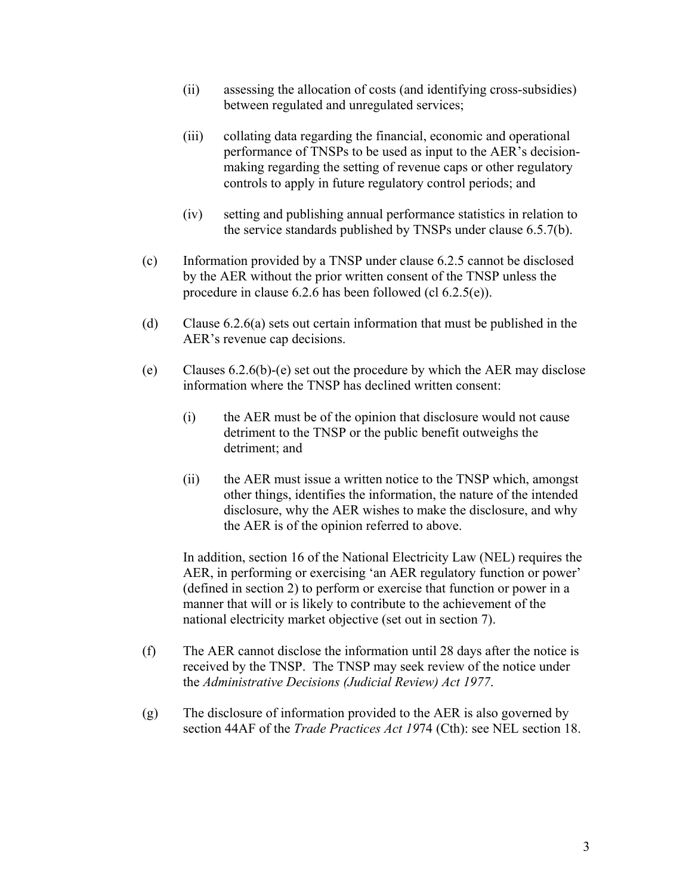(ii) assessing the allocation of costs (and identifying cross-subsidies) between regulated and unregulated services;

(iii) collating data regarding the financial, economic and operational performance of TNSPs to be used as input to the AER's decision-making regarding the setting of revenue caps or other regulatory controls to apply in future regulatory control periods; and

(iv) setting and publishing annual performance statistics in relation to the service standards published by TNSPs under clause 6.5.7(b).

(c) Information provided by a TNSP under clause 6.2.5 cannot be disclosed by the AER without the prior written consent of the TNSP unless the procedure in clause 6.2.6 has been followed (cl 6.2.5(e)).

(d) Clause 6.2.6(a) sets out certain information that must be published in the AER's revenue cap decisions.

(e) Clauses 6.2.6(b)-(e) set out the procedure by which the AER may disclose information where the TNSP has declined written consent:

(i) the AER must be of the opinion that disclosure would not cause detriment to the TNSP or the public benefit outweighs the detriment; and

(ii) the AER must issue a written notice to the TNSP which, amongst other things, identifies the information, the nature of the intended disclosure, why the AER wishes to make the disclosure, and why the AER is of the opinion referred to above.

In addition, section 16 of the National Electricity Law (NEL) requires the AER, in performing or exercising 'an AER regulatory function or power' (defined in section 2) to perform or exercise that function or power in a manner that will or is likely to contribute to the achievement of the national electricity market objective (set out in section 7).

(f) The AER cannot disclose the information until 28 days after the notice is received by the TNSP. The TNSP may seek review of the notice under the *Administrative Decisions (Judicial Review) Act 1977*.

(g) The disclosure of information provided to the AER is also governed by section 44AF of the *Trade Practices Act 19*74 (Cth): see NEL section 18.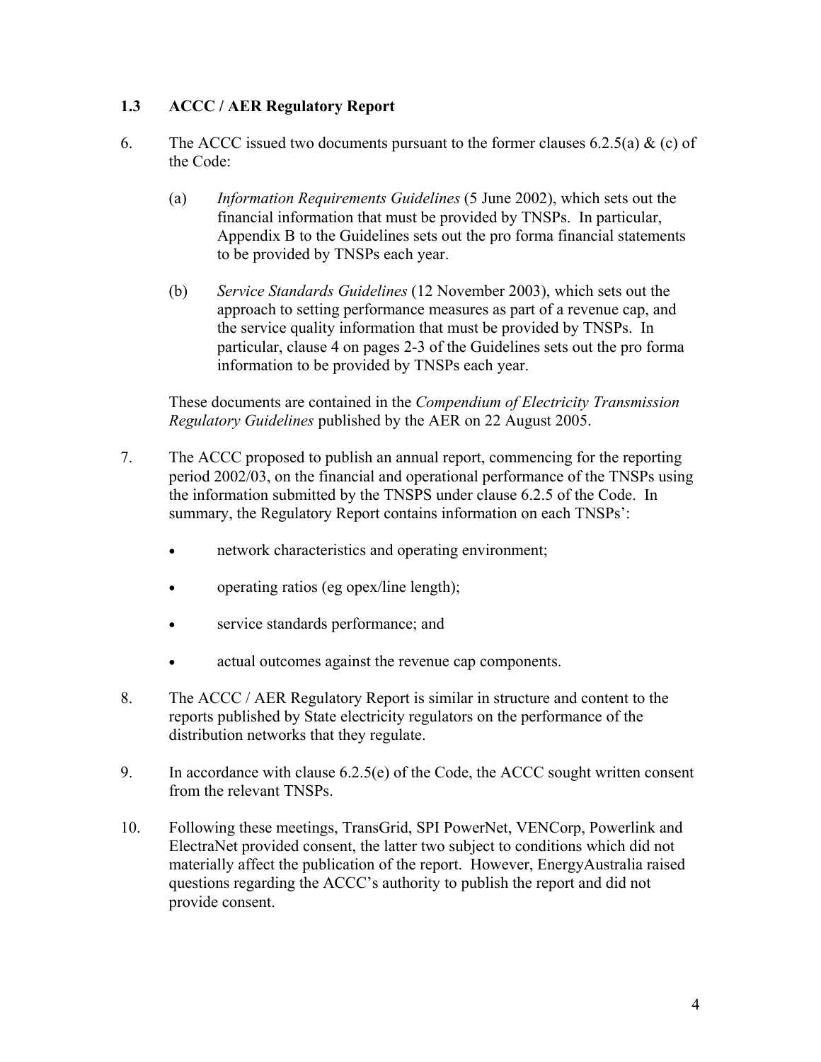### 1.3 ACCC / AER Regulatory Report

6. The ACCC issued two documents pursuant to the former clauses 6.2.5(a) & (c) of the Code:

   (a) *Information Requirements Guidelines* (5 June 2002), which sets out the financial information that must be provided by TNSPs. In particular, Appendix B to the Guidelines sets out the pro forma financial statements to be provided by TNSPs each year.

   (b) *Service Standards Guidelines* (12 November 2003), which sets out the approach to setting performance measures as part of a revenue cap, and the service quality information that must be provided by TNSPs. In particular, clause 4 on pages 2-3 of the Guidelines sets out the pro forma information to be provided by TNSPs each year.

   These documents are contained in the *Compendium of Electricity Transmission Regulatory Guidelines* published by the AER on 22 August 2005.

7. The ACCC proposed to publish an annual report, commencing for the reporting period 2002/03, on the financial and operational performance of the TNSPs using the information submitted by the TNSPS under clause 6.2.5 of the Code. In summary, the Regulatory Report contains information on each TNSPs':

   - network characteristics and operating environment;
   - operating ratios (eg opex/line length);
   - service standards performance; and
   - actual outcomes against the revenue cap components.

8. The ACCC / AER Regulatory Report is similar in structure and content to the reports published by State electricity regulators on the performance of the distribution networks that they regulate.

9. In accordance with clause 6.2.5(e) of the Code, the ACCC sought written consent from the relevant TNSPs.

10. Following these meetings, TransGrid, SPI PowerNet, VENCorp, Powerlink and ElectraNet provided consent, the latter two subject to conditions which did not materially affect the publication of the report. However, EnergyAustralia raised questions regarding the ACCC's authority to publish the report and did not provide consent.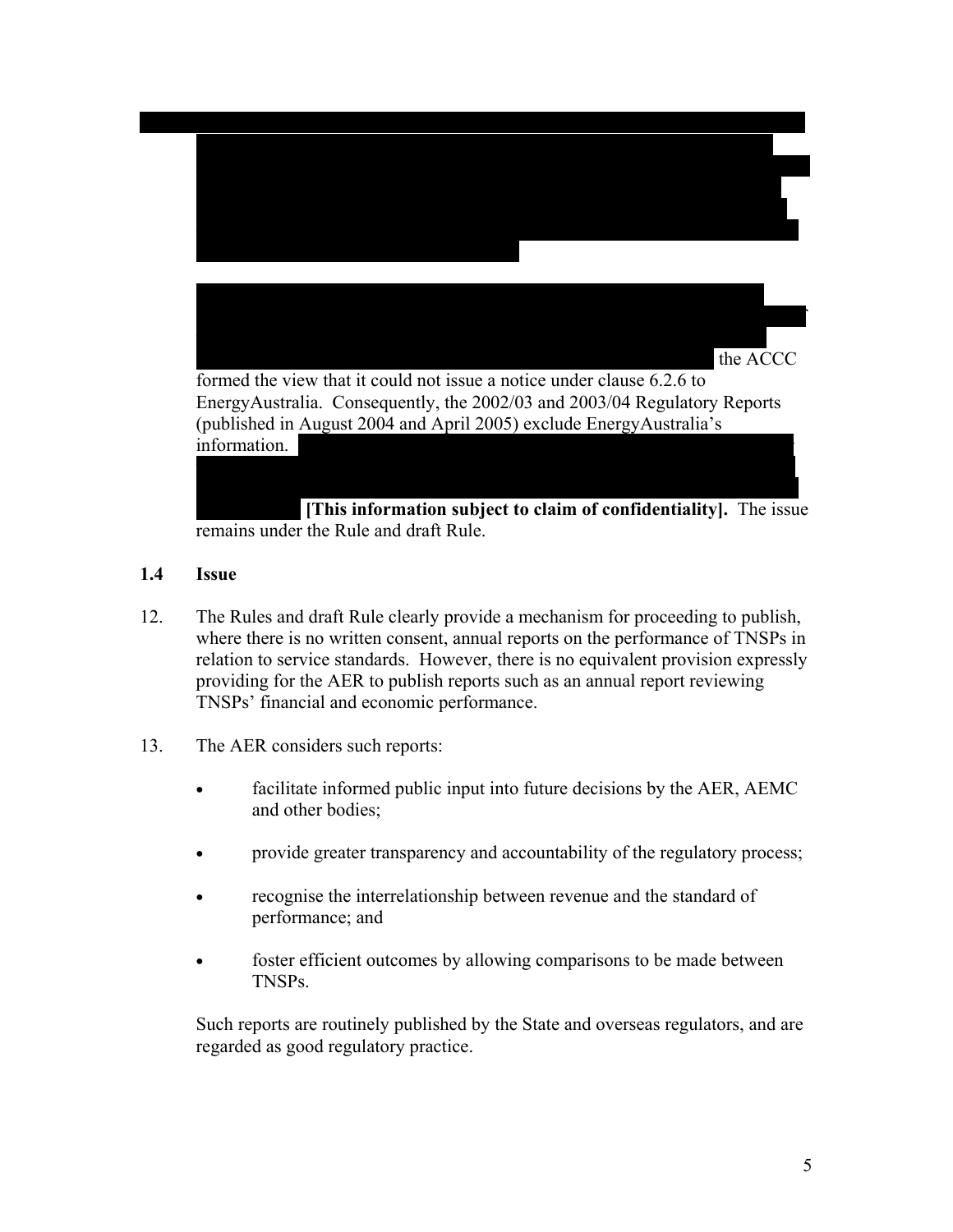the ACCC formed the view that it could not issue a notice under clause 6.2.6 to EnergyAustralia. Consequently, the 2002/03 and 2003/04 Regulatory Reports (published in August 2004 and April 2005) exclude EnergyAustralia's information. **[This information subject to claim of confidentiality].** The issue remains under the Rule and draft Rule.

### 1.4 Issue

12. The Rules and draft Rule clearly provide a mechanism for proceeding to publish, where there is no written consent, annual reports on the performance of TNSPs in relation to service standards. However, there is no equivalent provision expressly providing for the AER to publish reports such as an annual report reviewing TNSPs' financial and economic performance.

13. The AER considers such reports:

    - facilitate informed public input into future decisions by the AER, AEMC and other bodies;
    - provide greater transparency and accountability of the regulatory process;
    - recognise the interrelationship between revenue and the standard of performance; and
    - foster efficient outcomes by allowing comparisons to be made between TNSPs.

    Such reports are routinely published by the State and overseas regulators, and are regarded as good regulatory practice.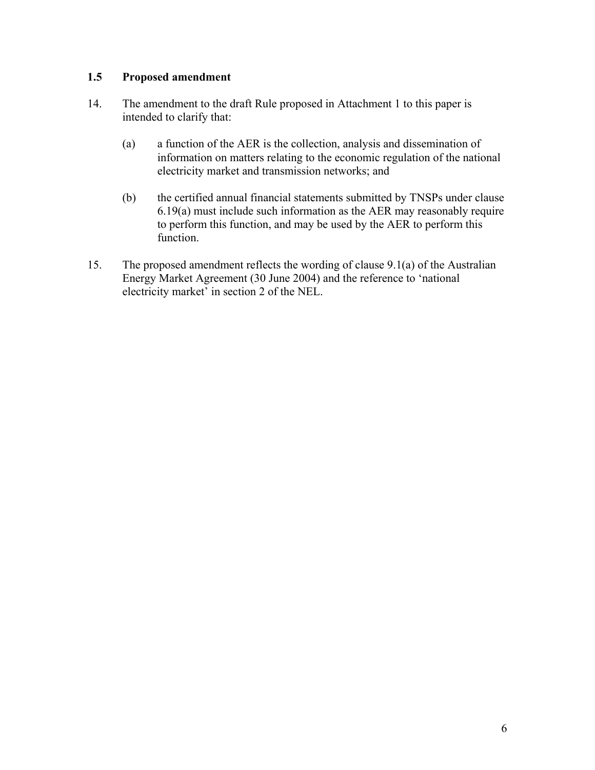### 1.5 Proposed amendment

14. The amendment to the draft Rule proposed in Attachment 1 to this paper is intended to clarify that:

    (a) a function of the AER is the collection, analysis and dissemination of information on matters relating to the economic regulation of the national electricity market and transmission networks; and

    (b) the certified annual financial statements submitted by TNSPs under clause 6.19(a) must include such information as the AER may reasonably require to perform this function, and may be used by the AER to perform this function.

15. The proposed amendment reflects the wording of clause 9.1(a) of the Australian Energy Market Agreement (30 June 2004) and the reference to 'national electricity market' in section 2 of the NEL.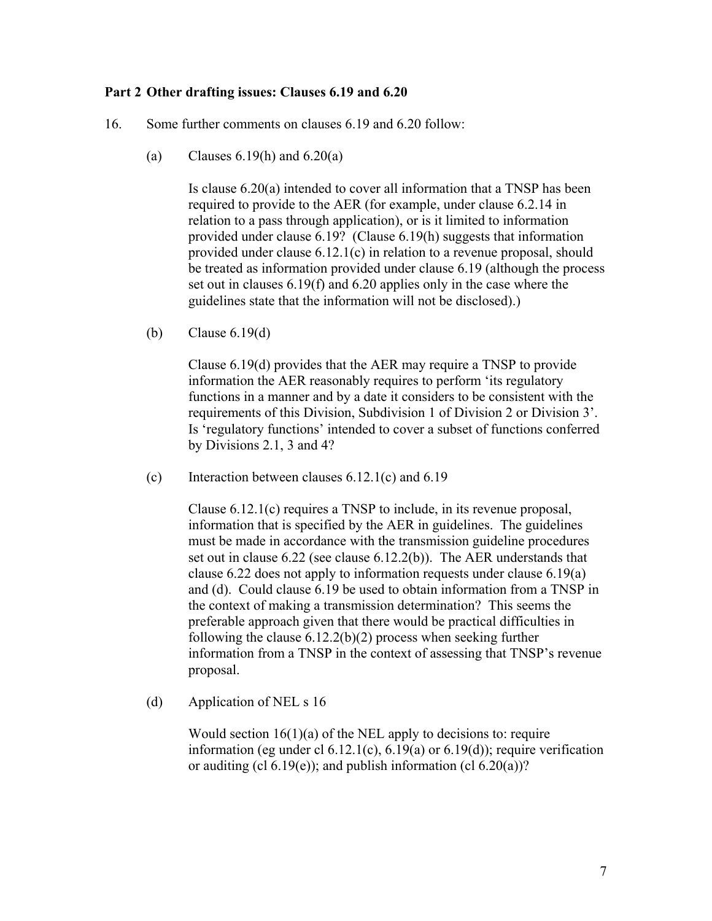## Part 2 Other drafting issues: Clauses 6.19 and 6.20

16. Some further comments on clauses 6.19 and 6.20 follow:

    (a) Clauses 6.19(h) and 6.20(a)

    Is clause 6.20(a) intended to cover all information that a TNSP has been required to provide to the AER (for example, under clause 6.2.14 in relation to a pass through application), or is it limited to information provided under clause 6.19? (Clause 6.19(h) suggests that information provided under clause 6.12.1(c) in relation to a revenue proposal, should be treated as information provided under clause 6.19 (although the process set out in clauses 6.19(f) and 6.20 applies only in the case where the guidelines state that the information will not be disclosed).)

    (b) Clause 6.19(d)

    Clause 6.19(d) provides that the AER may require a TNSP to provide information the AER reasonably requires to perform 'its regulatory functions in a manner and by a date it considers to be consistent with the requirements of this Division, Subdivision 1 of Division 2 or Division 3'. Is 'regulatory functions' intended to cover a subset of functions conferred by Divisions 2.1, 3 and 4?

    (c) Interaction between clauses 6.12.1(c) and 6.19

    Clause 6.12.1(c) requires a TNSP to include, in its revenue proposal, information that is specified by the AER in guidelines. The guidelines must be made in accordance with the transmission guideline procedures set out in clause 6.22 (see clause 6.12.2(b)). The AER understands that clause 6.22 does not apply to information requests under clause 6.19(a) and (d). Could clause 6.19 be used to obtain information from a TNSP in the context of making a transmission determination? This seems the preferable approach given that there would be practical difficulties in following the clause 6.12.2(b)(2) process when seeking further information from a TNSP in the context of assessing that TNSP's revenue proposal.

    (d) Application of NEL s 16

    Would section 16(1)(a) of the NEL apply to decisions to: require information (eg under cl 6.12.1(c), 6.19(a) or 6.19(d)); require verification or auditing (cl 6.19(e)); and publish information (cl 6.20(a))?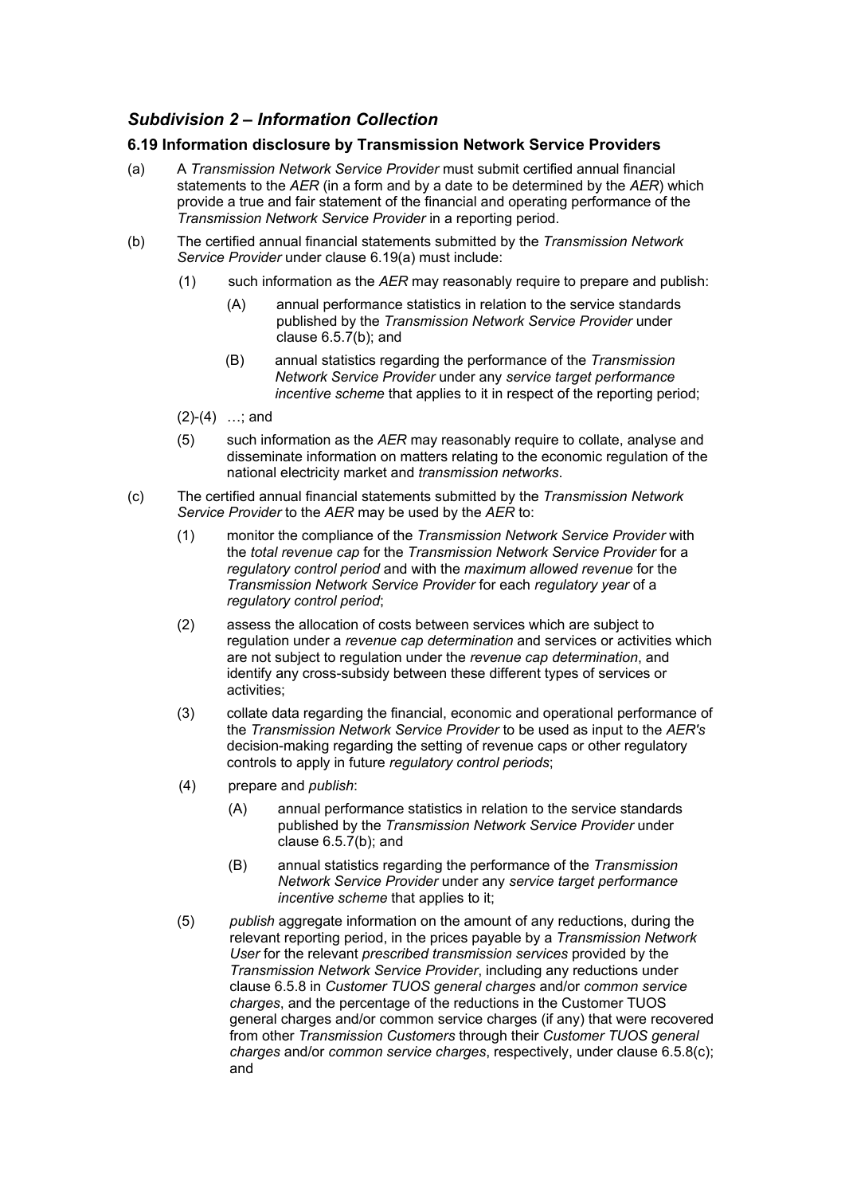## *Subdivision 2 – Information Collection*

### 6.19 Information disclosure by Transmission Network Service Providers

(a) A *Transmission Network Service Provider* must submit certified annual financial statements to the *AER* (in a form and by a date to be determined by the *AER*) which provide a true and fair statement of the financial and operating performance of the *Transmission Network Service Provider* in a reporting period.

(b) The certified annual financial statements submitted by the *Transmission Network Service Provider* under clause 6.19(a) must include:

(1) such information as the *AER* may reasonably require to prepare and publish:

(A) annual performance statistics in relation to the service standards published by the *Transmission Network Service Provider* under clause 6.5.7(b); and

(B) annual statistics regarding the performance of the *Transmission Network Service Provider* under any *service target performance incentive scheme* that applies to it in respect of the reporting period;

(2)-(4) …; and

(5) such information as the *AER* may reasonably require to collate, analyse and disseminate information on matters relating to the economic regulation of the national electricity market and *transmission networks*.

(c) The certified annual financial statements submitted by the *Transmission Network Service Provider* to the *AER* may be used by the *AER* to:

(1) monitor the compliance of the *Transmission Network Service Provider* with the *total revenue cap* for the *Transmission Network Service Provider* for a *regulatory control period* and with the *maximum allowed revenue* for the *Transmission Network Service Provider* for each *regulatory year* of a *regulatory control period*;

(2) assess the allocation of costs between services which are subject to regulation under a *revenue cap determination* and services or activities which are not subject to regulation under the *revenue cap determination*, and identify any cross-subsidy between these different types of services or activities;

(3) collate data regarding the financial, economic and operational performance of the *Transmission Network Service Provider* to be used as input to the *AER's* decision-making regarding the setting of revenue caps or other regulatory controls to apply in future *regulatory control periods*;

(4) prepare and *publish*:

(A) annual performance statistics in relation to the service standards published by the *Transmission Network Service Provider* under clause 6.5.7(b); and

(B) annual statistics regarding the performance of the *Transmission Network Service Provider* under any *service target performance incentive scheme* that applies to it;

(5) *publish* aggregate information on the amount of any reductions, during the relevant reporting period, in the prices payable by a *Transmission Network User* for the relevant *prescribed transmission services* provided by the *Transmission Network Service Provider*, including any reductions under clause 6.5.8 in *Customer TUOS general charges* and/or *common service charges*, and the percentage of the reductions in the Customer TUOS general charges and/or common service charges (if any) that were recovered from other *Transmission Customers* through their *Customer TUOS general charges* and/or *common service charges*, respectively, under clause 6.5.8(c); and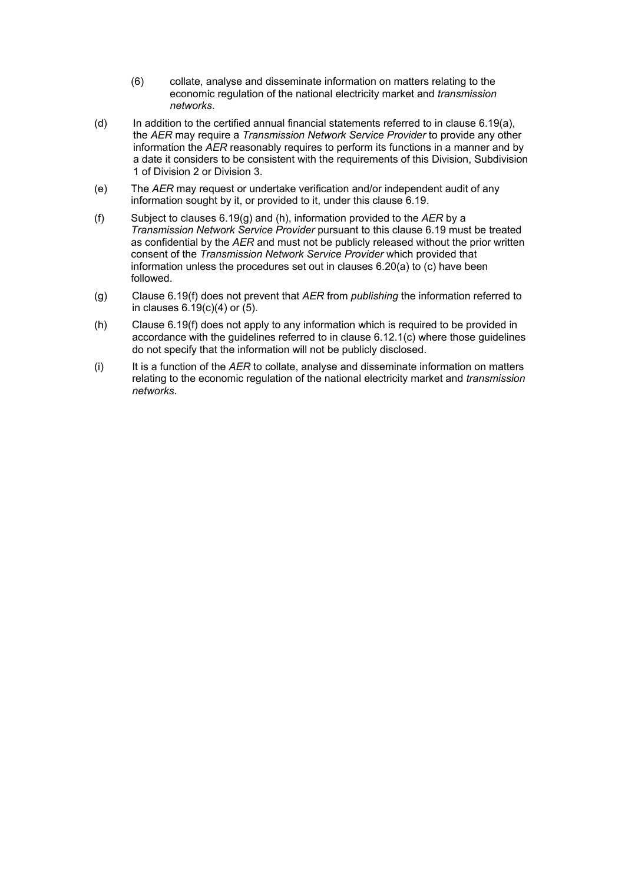(6) collate, analyse and disseminate information on matters relating to the economic regulation of the national electricity market and *transmission networks*.

(d) In addition to the certified annual financial statements referred to in clause 6.19(a), the *AER* may require a *Transmission Network Service Provider* to provide any other information the *AER* reasonably requires to perform its functions in a manner and by a date it considers to be consistent with the requirements of this Division, Subdivision 1 of Division 2 or Division 3.

(e) The *AER* may request or undertake verification and/or independent audit of any information sought by it, or provided to it, under this clause 6.19.

(f) Subject to clauses 6.19(g) and (h), information provided to the *AER* by a *Transmission Network Service Provider* pursuant to this clause 6.19 must be treated as confidential by the *AER* and must not be publicly released without the prior written consent of the *Transmission Network Service Provider* which provided that information unless the procedures set out in clauses 6.20(a) to (c) have been followed.

(g) Clause 6.19(f) does not prevent that *AER* from *publishing* the information referred to in clauses 6.19(c)(4) or (5).

(h) Clause 6.19(f) does not apply to any information which is required to be provided in accordance with the guidelines referred to in clause 6.12.1(c) where those guidelines do not specify that the information will not be publicly disclosed.

(i) It is a function of the *AER* to collate, analyse and disseminate information on matters relating to the economic regulation of the national electricity market and *transmission networks*.